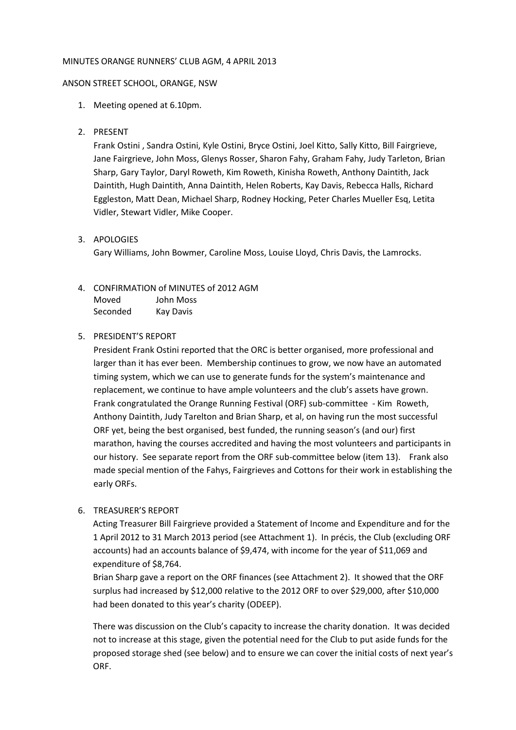MINUTES ORANGE RUNNERS' CLUB AGM, 4 APRIL 2013

ANSON STREET SCHOOL, ORANGE, NSW

1. Meeting opened at 6.10pm.

2. PRESENT

   Frank Ostini , Sandra Ostini, Kyle Ostini, Bryce Ostini, Joel Kitto, Sally Kitto, Bill Fairgrieve, Jane Fairgrieve, John Moss, Glenys Rosser, Sharon Fahy, Graham Fahy, Judy Tarleton, Brian Sharp, Gary Taylor, Daryl Roweth, Kim Roweth, Kinisha Roweth, Anthony Daintith, Jack Daintith, Hugh Daintith, Anna Daintith, Helen Roberts, Kay Davis, Rebecca Halls, Richard Eggleston, Matt Dean, Michael Sharp, Rodney Hocking, Peter Charles Mueller Esq, Letita Vidler, Stewart Vidler, Mike Cooper.

3. APOLOGIES

   Gary Williams, John Bowmer, Caroline Moss, Louise Lloyd, Chris Davis, the Lamrocks.

4. CONFIRMATION of MINUTES of 2012 AGM

   | | |
   |---|---|
   | Moved | John Moss |
   | Seconded | Kay Davis |

5. PRESIDENT'S REPORT

   President Frank Ostini reported that the ORC is better organised, more professional and larger than it has ever been. Membership continues to grow, we now have an automated timing system, which we can use to generate funds for the system's maintenance and replacement, we continue to have ample volunteers and the club's assets have grown. Frank congratulated the Orange Running Festival (ORF) sub-committee - Kim Roweth, Anthony Daintith, Judy Tarelton and Brian Sharp, et al, on having run the most successful ORF yet, being the best organised, best funded, the running season's (and our) first marathon, having the courses accredited and having the most volunteers and participants in our history. See separate report from the ORF sub-committee below (item 13). Frank also made special mention of the Fahys, Fairgrieves and Cottons for their work in establishing the early ORFs.

6. TREASURER'S REPORT

   Acting Treasurer Bill Fairgrieve provided a Statement of Income and Expenditure and for the 1 April 2012 to 31 March 2013 period (see Attachment 1). In précis, the Club (excluding ORF accounts) had an accounts balance of $9,474, with income for the year of $11,069 and expenditure of $8,764.

   Brian Sharp gave a report on the ORF finances (see Attachment 2). It showed that the ORF surplus had increased by $12,000 relative to the 2012 ORF to over $29,000, after $10,000 had been donated to this year's charity (ODEEP).

   There was discussion on the Club's capacity to increase the charity donation. It was decided not to increase at this stage, given the potential need for the Club to put aside funds for the proposed storage shed (see below) and to ensure we can cover the initial costs of next year's ORF.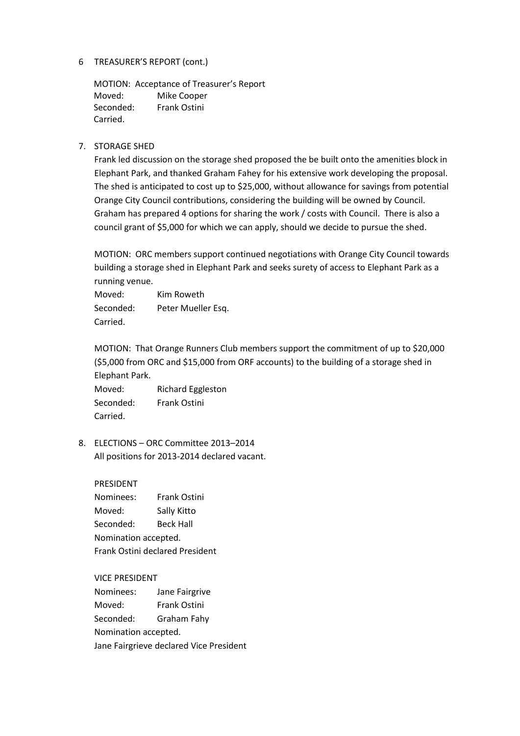6 TREASURER'S REPORT (cont.)

MOTION: Acceptance of Treasurer's Report
Moved: Mike Cooper
Seconded: Frank Ostini
Carried.

7. STORAGE SHED

Frank led discussion on the storage shed proposed the be built onto the amenities block in Elephant Park, and thanked Graham Fahey for his extensive work developing the proposal. The shed is anticipated to cost up to $25,000, without allowance for savings from potential Orange City Council contributions, considering the building will be owned by Council. Graham has prepared 4 options for sharing the work / costs with Council. There is also a council grant of $5,000 for which we can apply, should we decide to pursue the shed.

MOTION: ORC members support continued negotiations with Orange City Council towards building a storage shed in Elephant Park and seeks surety of access to Elephant Park as a running venue.
Moved: Kim Roweth
Seconded: Peter Mueller Esq.
Carried.

MOTION: That Orange Runners Club members support the commitment of up to $20,000 ($5,000 from ORC and $15,000 from ORF accounts) to the building of a storage shed in Elephant Park.
Moved: Richard Eggleston
Seconded: Frank Ostini
Carried.

8. ELECTIONS – ORC Committee 2013–2014

All positions for 2013-2014 declared vacant.

PRESIDENT
Nominees: Frank Ostini
Moved: Sally Kitto
Seconded: Beck Hall
Nomination accepted.
Frank Ostini declared President

VICE PRESIDENT
Nominees: Jane Fairgrive
Moved: Frank Ostini
Seconded: Graham Fahy
Nomination accepted.
Jane Fairgrieve declared Vice President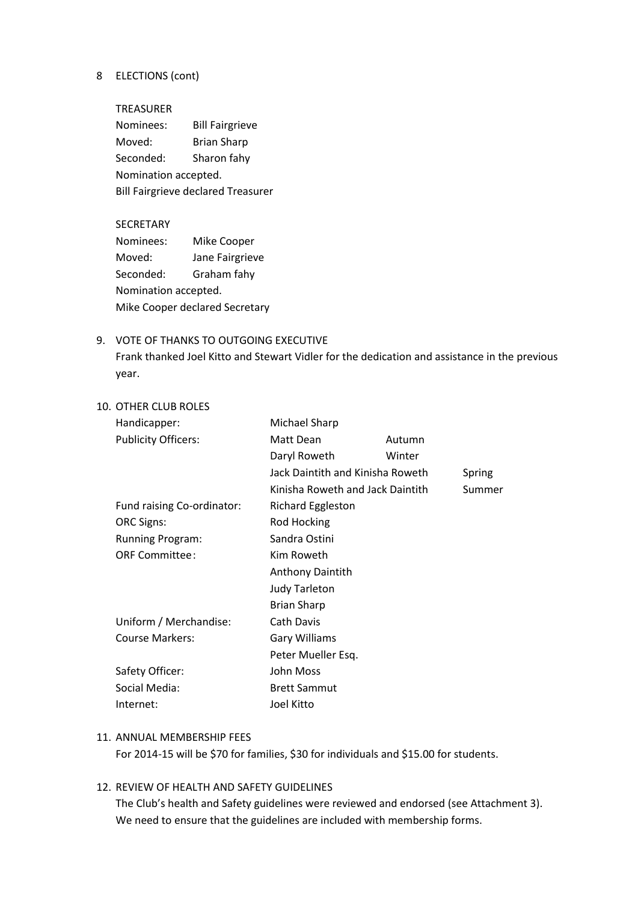8 ELECTIONS (cont)

TREASURER

Nominees: Bill Fairgrieve
Moved: Brian Sharp
Seconded: Sharon fahy
Nomination accepted.
Bill Fairgrieve declared Treasurer

SECRETARY

Nominees: Mike Cooper
Moved: Jane Fairgrieve
Seconded: Graham fahy
Nomination accepted.
Mike Cooper declared Secretary

9. VOTE OF THANKS TO OUTGOING EXECUTIVE

Frank thanked Joel Kitto and Stewart Vidler for the dedication and assistance in the previous year.

10. OTHER CLUB ROLES

| | | |
|---|---|---|
| Handicapper: | Michael Sharp | |
| Publicity Officers: | Matt Dean | Autumn |
| | Daryl Roweth | Winter |
| | Jack Daintith and Kinisha Roweth | Spring |
| | Kinisha Roweth and Jack Daintith | Summer |
| Fund raising Co-ordinator: | Richard Eggleston | |
| ORC Signs: | Rod Hocking | |
| Running Program: | Sandra Ostini | |
| ORF Committee: | Kim Roweth | |
| | Anthony Daintith | |
| | Judy Tarleton | |
| | Brian Sharp | |
| Uniform / Merchandise: | Cath Davis | |
| Course Markers: | Gary Williams | |
| | Peter Mueller Esq. | |
| Safety Officer: | John Moss | |
| Social Media: | Brett Sammut | |
| Internet: | Joel Kitto | |

11. ANNUAL MEMBERSHIP FEES

For 2014-15 will be $70 for families, $30 for individuals and $15.00 for students.

12. REVIEW OF HEALTH AND SAFETY GUIDELINES

The Club's health and Safety guidelines were reviewed and endorsed (see Attachment 3). We need to ensure that the guidelines are included with membership forms.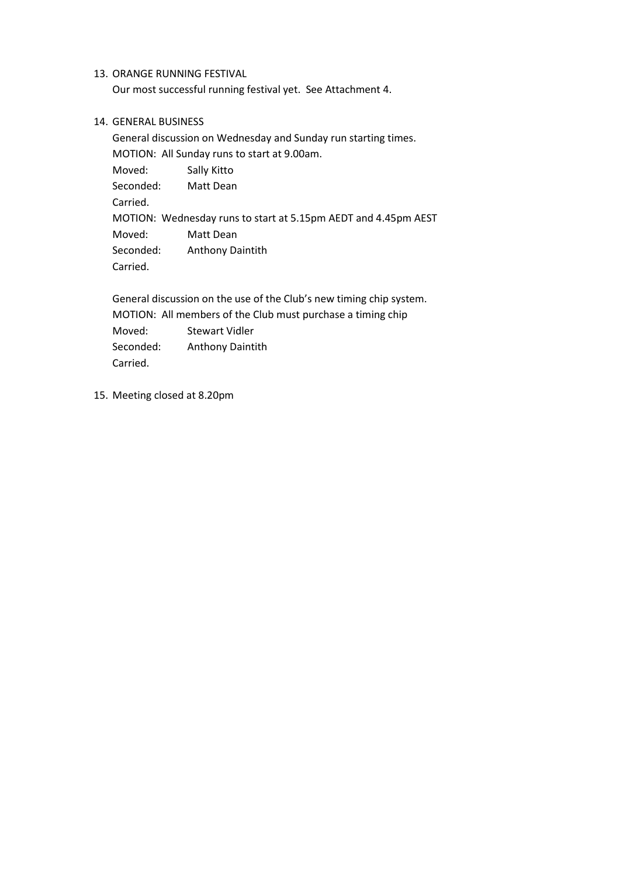13. ORANGE RUNNING FESTIVAL

    Our most successful running festival yet. See Attachment 4.

14. GENERAL BUSINESS

    General discussion on Wednesday and Sunday run starting times.

    MOTION: All Sunday runs to start at 9.00am.

    Moved: Sally Kitto

    Seconded: Matt Dean

    Carried.

    MOTION: Wednesday runs to start at 5.15pm AEDT and 4.45pm AEST

    Moved: Matt Dean

    Seconded: Anthony Daintith

    Carried.

    General discussion on the use of the Club's new timing chip system.

    MOTION: All members of the Club must purchase a timing chip

    Moved: Stewart Vidler

    Seconded: Anthony Daintith

    Carried.

15. Meeting closed at 8.20pm